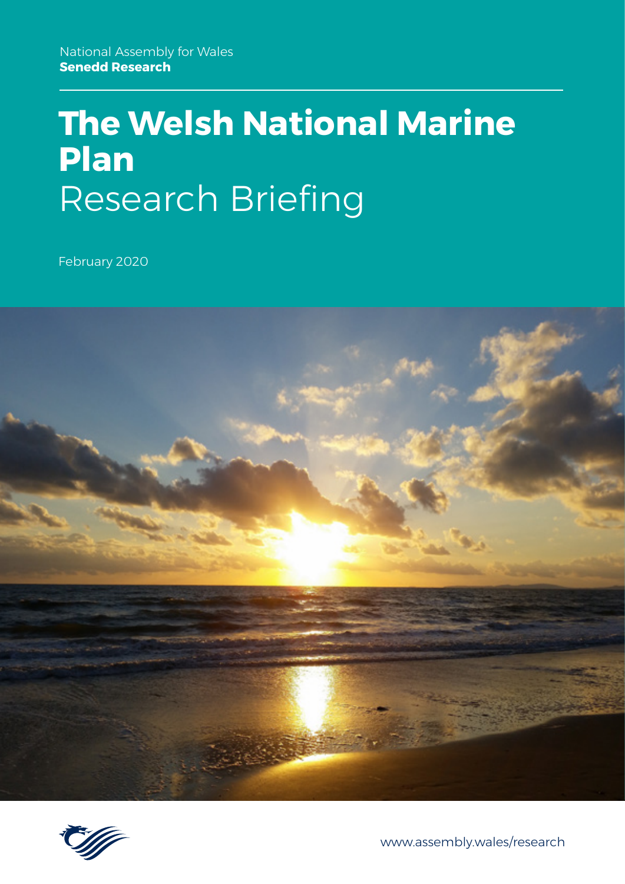National Assembly for Wales
**Senedd Research**

# The Welsh National Marine Plan

## Research Briefing

February 2020

www.assembly.wales/research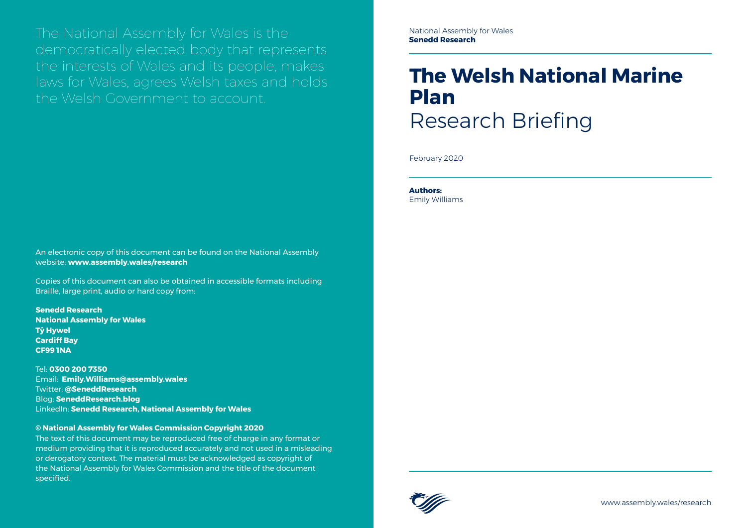The National Assembly for Wales is the democratically elected body that represents the interests of Wales and its people, makes laws for Wales, agrees Welsh taxes and holds the Welsh Government to account.

An electronic copy of this document can be found on the National Assembly website: **www.assembly.wales/research**

Copies of this document can also be obtained in accessible formats including Braille, large print, audio or hard copy from:

**Senedd Research**
**National Assembly for Wales**
**Tŷ Hywel**
**Cardiff Bay**
**CF99 1NA**

Tel: **0300 200 7350**
Email: **Emily.Williams@assembly.wales**
Twitter: **@SeneddResearch**
Blog: **SeneddResearch.blog**
LinkedIn: **Senedd Research, National Assembly for Wales**

**© National Assembly for Wales Commission Copyright 2020**

The text of this document may be reproduced free of charge in any format or medium providing that it is reproduced accurately and not used in a misleading or derogatory context. The material must be acknowledged as copyright of the National Assembly for Wales Commission and the title of the document specified.

National Assembly for Wales
**Senedd Research**

# The Welsh National Marine Plan

Research Briefing

February 2020

**Authors:**
Emily Williams

www.assembly.wales/research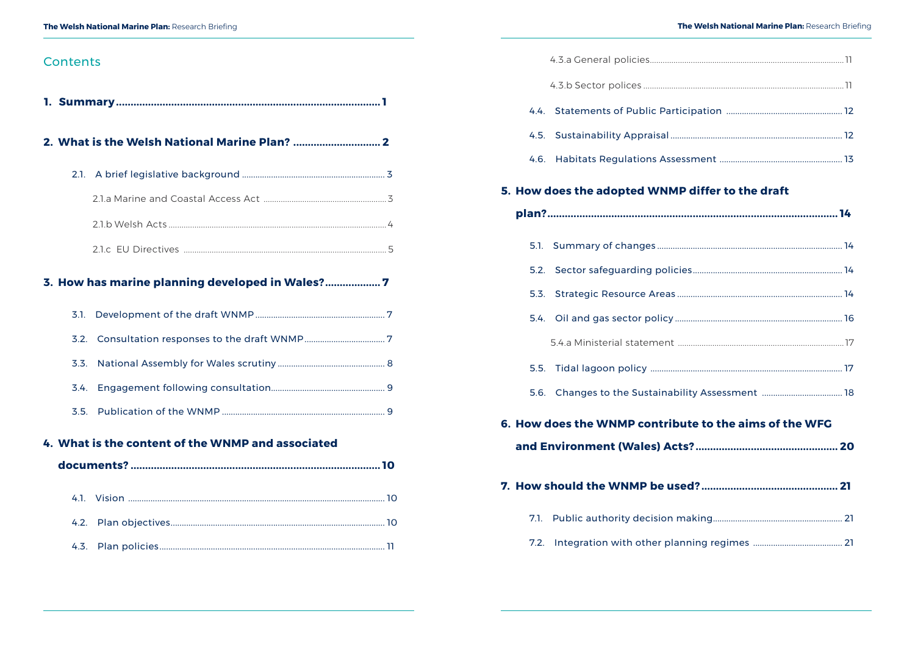## Contents

**1. Summary ............................................................................................ 1**

**2. What is the Welsh National Marine Plan? ............................... 2**

2.1. A brief legislative background ............................................................. 3

2.1.a Marine and Coastal Access Act ........................................................ 3

2.1.b Welsh Acts ........................................................................................ 4

2.1.c EU Directives ..................................................................................... 5

**3. How has marine planning developed in Wales? .................. 7**

3.1. Development of the draft WNMP ......................................................... 7

3.2. Consultation responses to the draft WNMP ....................................... 7

3.3. National Assembly for Wales scrutiny ................................................. 8

3.4. Engagement following consultation .................................................... 9

3.5. Publication of the WNMP ..................................................................... 9

**4. What is the content of the WNMP and associated documents? ........................................................................................ 10**

4.1. Vision ..................................................................................................... 10

4.2. Plan objectives ...................................................................................... 10

4.3. Plan policies ......................................................................................... 11

4.3.a General policies .................................................................................. 11

4.3.b Sector polices ...................................................................................... 11

4.4. Statements of Public Participation ..................................................... 12

4.5. Sustainability Appraisal ........................................................................ 12

4.6. Habitats Regulations Assessment ....................................................... 13

**5. How does the adopted WNMP differ to the draft plan? ....................................................................................................... 14**

5.1. Summary of changes ............................................................................. 14

5.2. Sector safeguarding policies ................................................................. 14

5.3. Strategic Resource Areas ...................................................................... 14

5.4. Oil and gas sector policy ...................................................................... 16

5.4.a Ministerial statement ......................................................................... 17

5.5. Tidal lagoon policy ................................................................................ 17

5.6. Changes to the Sustainability Assessment ......................................... 18

**6. How does the WNMP contribute to the aims of the WFG and Environment (Wales) Acts? ................................................ 20**

**7. How should the WNMP be used? ............................................. 21**

7.1. Public authority decision making ......................................................... 21

7.2. Integration with other planning regimes ............................................ 21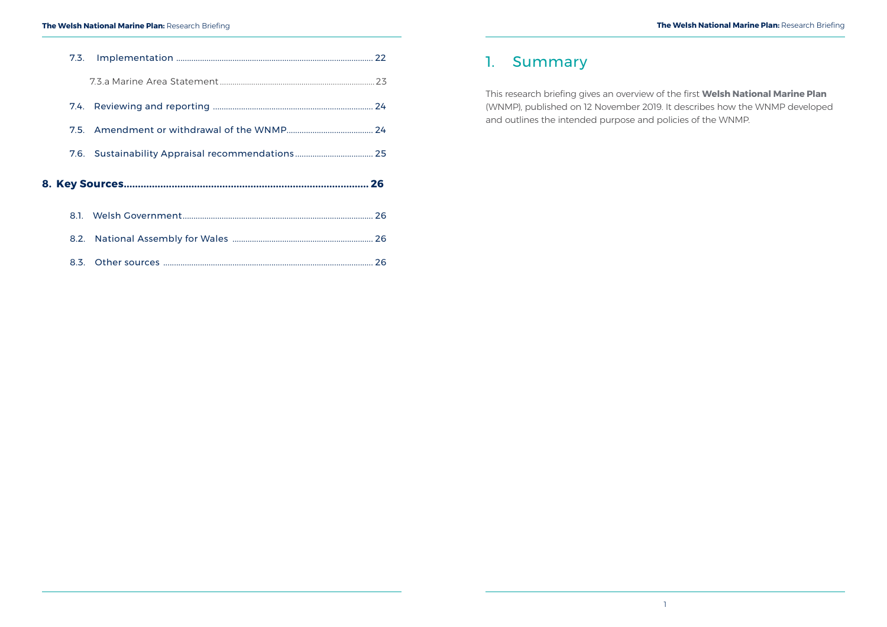7.3. Implementation ........................................................................................ 22

7.3.a Marine Area Statement ........................................................................ 23

7.4. Reviewing and reporting ........................................................................ 24

7.5. Amendment or withdrawal of the WNMP........................................ 24

7.6. Sustainability Appraisal recommendations .................................... 25

**8. Key Sources.................................................................................... 26**

8.1. Welsh Government........................................................................................ 26

8.2. National Assembly for Wales ................................................................ 26

8.3. Other sources ................................................................................................ 26

# 1. Summary

This research briefing gives an overview of the first **Welsh National Marine Plan** (WNMP), published on 12 November 2019. It describes how the WNMP developed and outlines the intended purpose and policies of the WNMP.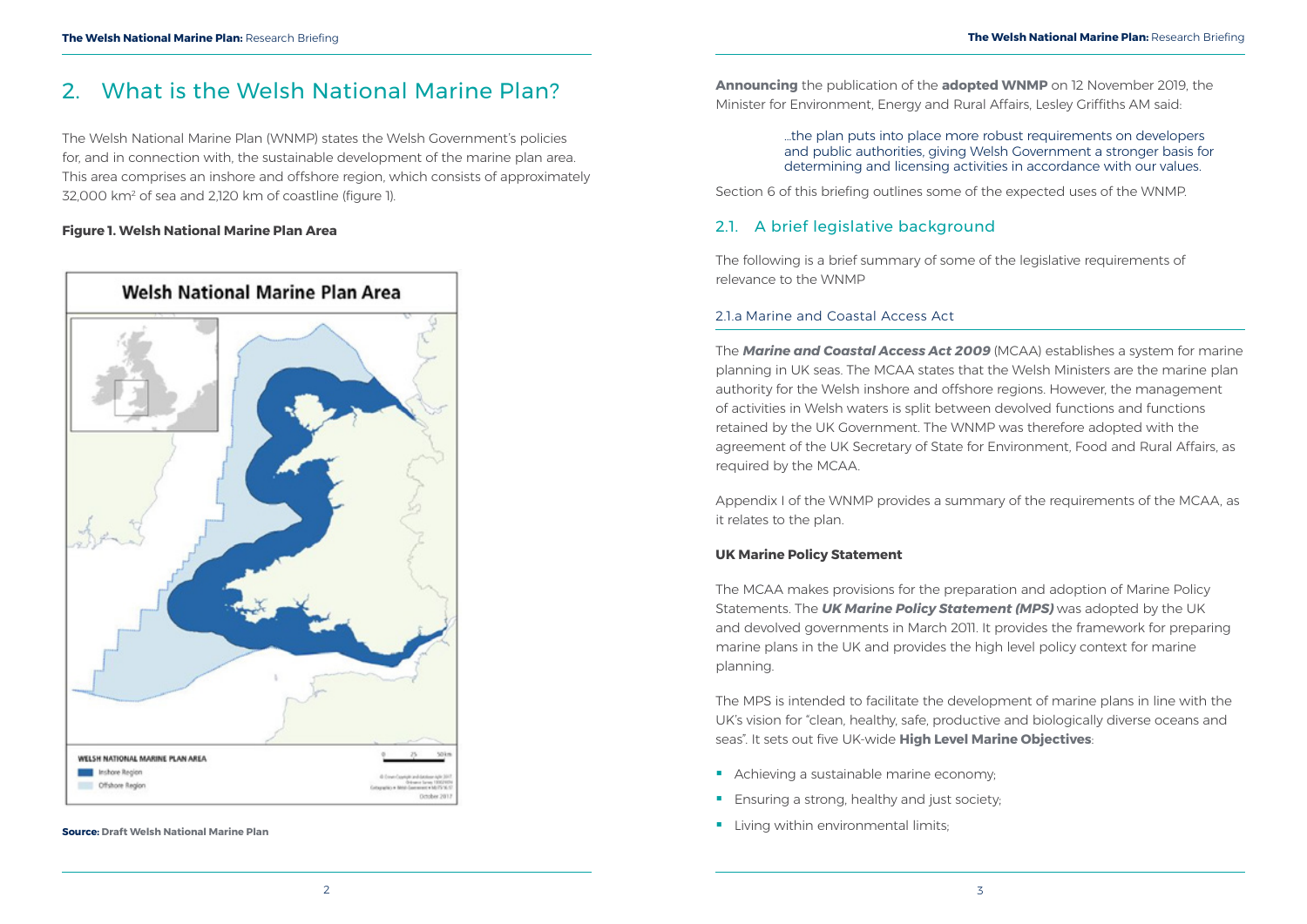# 2. What is the Welsh National Marine Plan?

The Welsh National Marine Plan (WNMP) states the Welsh Government's policies for, and in connection with, the sustainable development of the marine plan area. This area comprises an inshore and offshore region, which consists of approximately 32,000 km² of sea and 2,120 km of coastline (figure 1).

**Figure 1. Welsh National Marine Plan Area**

**Source:** Draft Welsh National Marine Plan

**Announcing** the publication of the **adopted WNMP** on 12 November 2019, the Minister for Environment, Energy and Rural Affairs, Lesley Griffiths AM said:

> ...the plan puts into place more robust requirements on developers and public authorities, giving Welsh Government a stronger basis for determining and licensing activities in accordance with our values.

Section 6 of this briefing outlines some of the expected uses of the WNMP.

## 2.1. A brief legislative background

The following is a brief summary of some of the legislative requirements of relevance to the WNMP

### 2.1.a Marine and Coastal Access Act

The ***Marine and Coastal Access Act 2009*** (MCAA) establishes a system for marine planning in UK seas. The MCAA states that the Welsh Ministers are the marine plan authority for the Welsh inshore and offshore regions. However, the management of activities in Welsh waters is split between devolved functions and functions retained by the UK Government. The WNMP was therefore adopted with the agreement of the UK Secretary of State for Environment, Food and Rural Affairs, as required by the MCAA.

Appendix I of the WNMP provides a summary of the requirements of the MCAA, as it relates to the plan.

**UK Marine Policy Statement**

The MCAA makes provisions for the preparation and adoption of Marine Policy Statements. The ***UK Marine Policy Statement (MPS)*** was adopted by the UK and devolved governments in March 2011. It provides the framework for preparing marine plans in the UK and provides the high level policy context for marine planning.

The MPS is intended to facilitate the development of marine plans in line with the UK's vision for "clean, healthy, safe, productive and biologically diverse oceans and seas". It sets out five UK-wide **High Level Marine Objectives**:

- Achieving a sustainable marine economy;
- Ensuring a strong, healthy and just society;
- Living within environmental limits;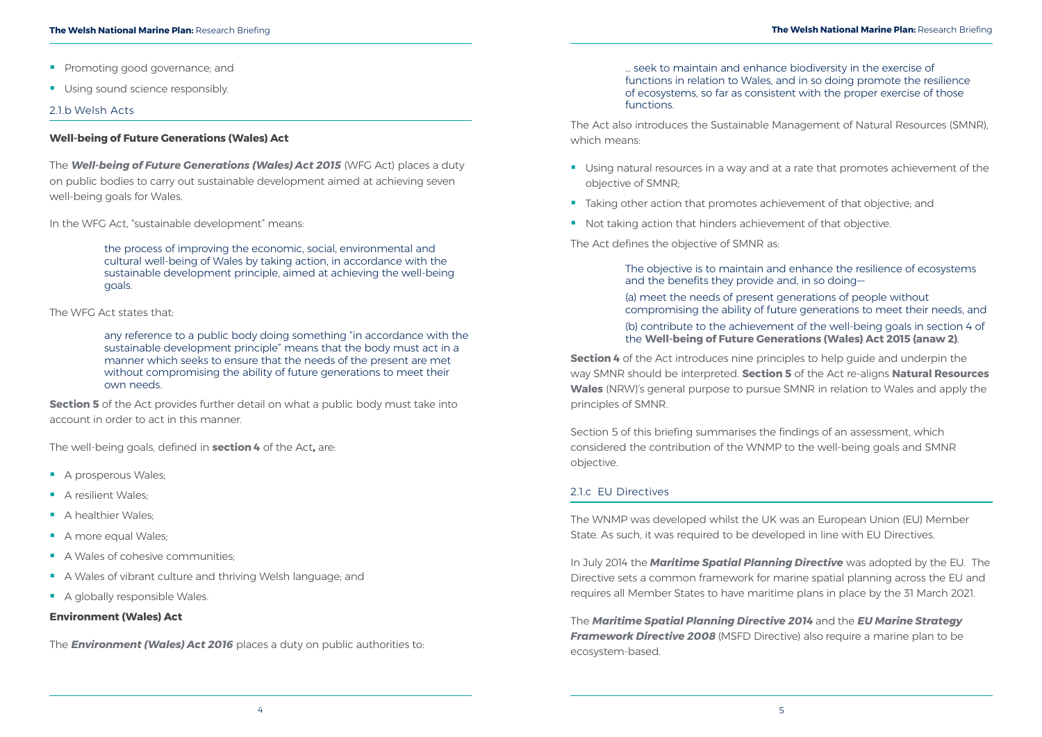- Promoting good governance; and
- Using sound science responsibly.

### 2.1.b Welsh Acts

**Well-being of Future Generations (Wales) Act**

The ***Well-being of Future Generations (Wales) Act 2015*** (WFG Act) places a duty on public bodies to carry out sustainable development aimed at achieving seven well-being goals for Wales.

In the WFG Act, "sustainable development" means:

> the process of improving the economic, social, environmental and cultural well-being of Wales by taking action, in accordance with the sustainable development principle, aimed at achieving the well-being goals.

The WFG Act states that:

> any reference to a public body doing something "in accordance with the sustainable development principle" means that the body must act in a manner which seeks to ensure that the needs of the present are met without compromising the ability of future generations to meet their own needs.

**Section 5** of the Act provides further detail on what a public body must take into account in order to act in this manner.

The well-being goals, defined in **section 4** of the Act**,** are:

- A prosperous Wales;
- A resilient Wales;
- A healthier Wales;
- A more equal Wales;
- A Wales of cohesive communities;
- A Wales of vibrant culture and thriving Welsh language; and
- A globally responsible Wales.

**Environment (Wales) Act**

The ***Environment (Wales) Act 2016*** places a duty on public authorities to:

> … seek to maintain and enhance biodiversity in the exercise of functions in relation to Wales, and in so doing promote the resilience of ecosystems, so far as consistent with the proper exercise of those functions.

The Act also introduces the Sustainable Management of Natural Resources (SMNR), which means:

- Using natural resources in a way and at a rate that promotes achievement of the objective of SMNR;
- Taking other action that promotes achievement of that objective; and
- Not taking action that hinders achievement of that objective.

The Act defines the objective of SMNR as:

> The objective is to maintain and enhance the resilience of ecosystems and the benefits they provide and, in so doing—
>
> (a) meet the needs of present generations of people without compromising the ability of future generations to meet their needs, and
>
> (b) contribute to the achievement of the well-being goals in section 4 of the **Well-being of Future Generations (Wales) Act 2015 (anaw 2)**.

**Section 4** of the Act introduces nine principles to help guide and underpin the way SMNR should be interpreted. **Section 5** of the Act re-aligns **Natural Resources Wales** (NRW)'s general purpose to pursue SMNR in relation to Wales and apply the principles of SMNR.

Section 5 of this briefing summarises the findings of an assessment, which considered the contribution of the WNMP to the well-being goals and SMNR objective.

### 2.1.c EU Directives

The WNMP was developed whilst the UK was an European Union (EU) Member State. As such, it was required to be developed in line with EU Directives.

In July 2014 the ***Maritime Spatial Planning Directive*** was adopted by the EU. The Directive sets a common framework for marine spatial planning across the EU and requires all Member States to have maritime plans in place by the 31 March 2021.

The ***Maritime Spatial Planning Directive 2014*** and the ***EU Marine Strategy Framework Directive 2008*** (MSFD Directive) also require a marine plan to be ecosystem-based.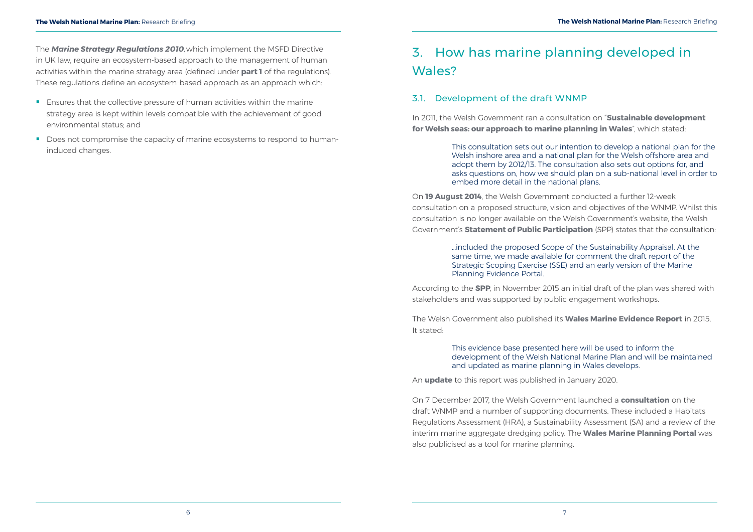The ***Marine Strategy Regulations 2010***, which implement the MSFD Directive in UK law, require an ecosystem-based approach to the management of human activities within the marine strategy area (defined under **part 1** of the regulations). These regulations define an ecosystem-based approach as an approach which:

- Ensures that the collective pressure of human activities within the marine strategy area is kept within levels compatible with the achievement of good environmental status; and
- Does not compromise the capacity of marine ecosystems to respond to human-induced changes.

# 3. How has marine planning developed in Wales?

## 3.1. Development of the draft WNMP

In 2011, the Welsh Government ran a consultation on "**Sustainable development for Welsh seas: our approach to marine planning in Wales**", which stated:

> This consultation sets out our intention to develop a national plan for the Welsh inshore area and a national plan for the Welsh offshore area and adopt them by 2012/13. The consultation also sets out options for, and asks questions on, how we should plan on a sub-national level in order to embed more detail in the national plans.

On **19 August 2014**, the Welsh Government conducted a further 12-week consultation on a proposed structure, vision and objectives of the WNMP. Whilst this consultation is no longer available on the Welsh Government's website, the Welsh Government's **Statement of Public Participation** (SPP) states that the consultation:

> …included the proposed Scope of the Sustainability Appraisal. At the same time, we made available for comment the draft report of the Strategic Scoping Exercise (SSE) and an early version of the Marine Planning Evidence Portal.

According to the **SPP**, in November 2015 an initial draft of the plan was shared with stakeholders and was supported by public engagement workshops.

The Welsh Government also published its **Wales Marine Evidence Report** in 2015. It stated:

> This evidence base presented here will be used to inform the development of the Welsh National Marine Plan and will be maintained and updated as marine planning in Wales develops.

An **update** to this report was published in January 2020.

On 7 December 2017, the Welsh Government launched a **consultation** on the draft WNMP and a number of supporting documents. These included a Habitats Regulations Assessment (HRA), a Sustainability Assessment (SA) and a review of the interim marine aggregate dredging policy. The **Wales Marine Planning Portal** was also publicised as a tool for marine planning.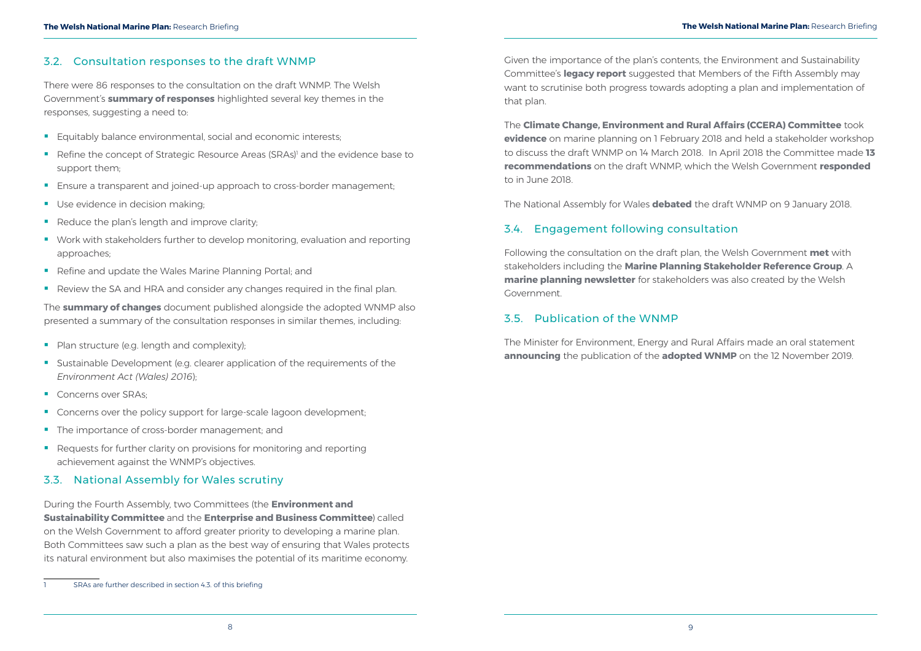## 3.2. Consultation responses to the draft WNMP

There were 86 responses to the consultation on the draft WNMP. The Welsh Government's **summary of responses** highlighted several key themes in the responses, suggesting a need to:

- Equitably balance environmental, social and economic interests;
- Refine the concept of Strategic Resource Areas (SRAs)[1] and the evidence base to support them;
- Ensure a transparent and joined-up approach to cross-border management;
- Use evidence in decision making;
- Reduce the plan's length and improve clarity;
- Work with stakeholders further to develop monitoring, evaluation and reporting approaches;
- Refine and update the Wales Marine Planning Portal; and
- Review the SA and HRA and consider any changes required in the final plan.

The **summary of changes** document published alongside the adopted WNMP also presented a summary of the consultation responses in similar themes, including:

- Plan structure (e.g. length and complexity);
- Sustainable Development (e.g. clearer application of the requirements of the *Environment Act (Wales) 2016*);
- Concerns over SRAs;
- Concerns over the policy support for large-scale lagoon development;
- The importance of cross-border management; and
- Requests for further clarity on provisions for monitoring and reporting achievement against the WNMP's objectives.

## 3.3. National Assembly for Wales scrutiny

During the Fourth Assembly, two Committees (the **Environment and Sustainability Committee** and the **Enterprise and Business Committee**) called on the Welsh Government to afford greater priority to developing a marine plan. Both Committees saw such a plan as the best way of ensuring that Wales protects its natural environment but also maximises the potential of its maritime economy.

Given the importance of the plan's contents, the Environment and Sustainability Committee's **legacy report** suggested that Members of the Fifth Assembly may want to scrutinise both progress towards adopting a plan and implementation of that plan.

The **Climate Change, Environment and Rural Affairs (CCERA) Committee** took **evidence** on marine planning on 1 February 2018 and held a stakeholder workshop to discuss the draft WNMP on 14 March 2018. In April 2018 the Committee made **13 recommendations** on the draft WNMP, which the Welsh Government **responded** to in June 2018.

The National Assembly for Wales **debated** the draft WNMP on 9 January 2018.

## 3.4. Engagement following consultation

Following the consultation on the draft plan, the Welsh Government **met** with stakeholders including the **Marine Planning Stakeholder Reference Group**. A **marine planning newsletter** for stakeholders was also created by the Welsh Government.

## 3.5. Publication of the WNMP

The Minister for Environment, Energy and Rural Affairs made an oral statement **announcing** the publication of the **adopted WNMP** on the 12 November 2019.

[1] SRAs are further described in section 4.3. of this briefing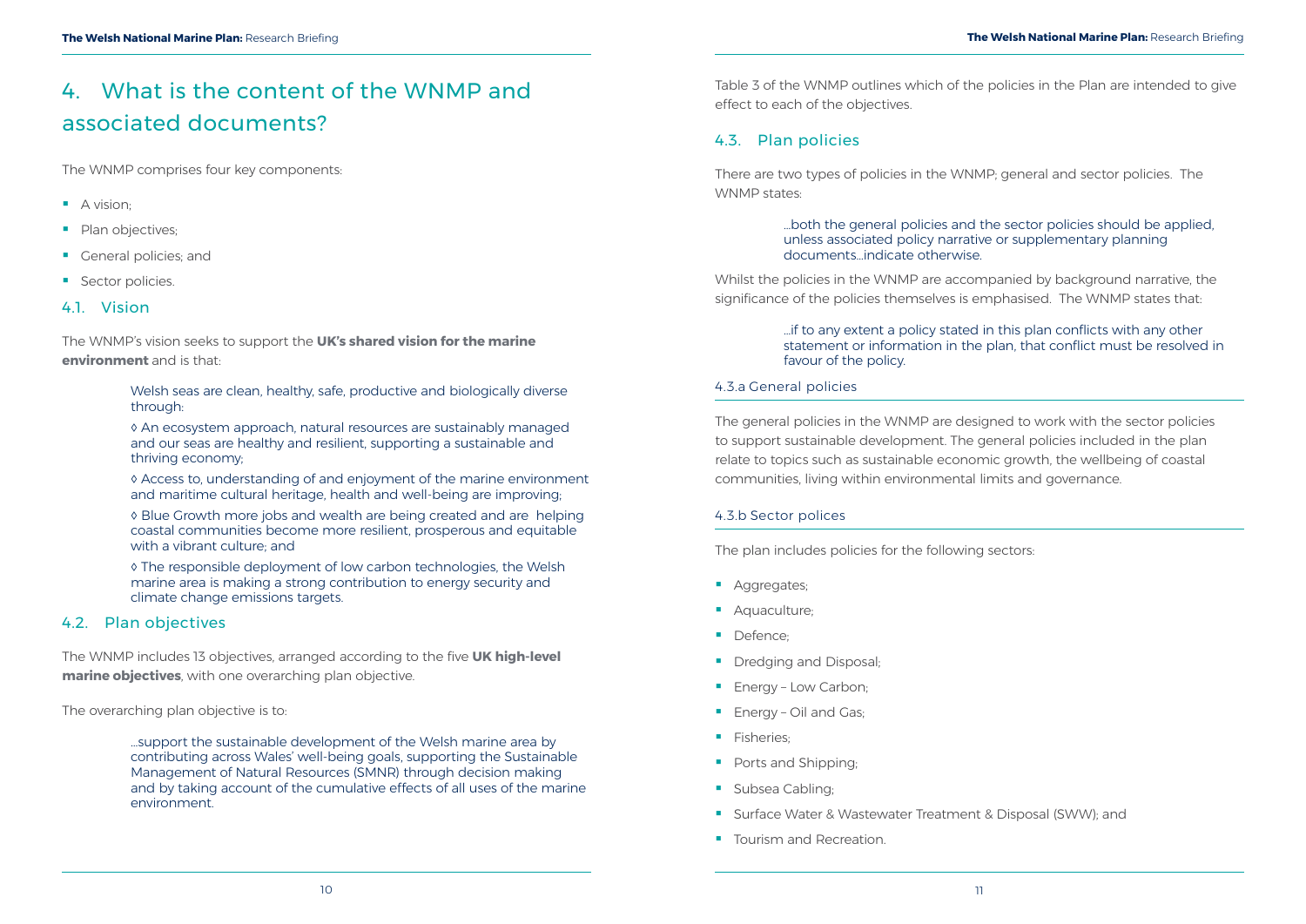# 4. What is the content of the WNMP and associated documents?

The WNMP comprises four key components:

- A vision;
- Plan objectives;
- General policies; and
- Sector policies.

## 4.1. Vision

The WNMP's vision seeks to support the **UK's shared vision for the marine environment** and is that:

> Welsh seas are clean, healthy, safe, productive and biologically diverse through:
>
> ◊ An ecosystem approach, natural resources are sustainably managed and our seas are healthy and resilient, supporting a sustainable and thriving economy;
>
> ◊ Access to, understanding of and enjoyment of the marine environment and maritime cultural heritage, health and well-being are improving;
>
> ◊ Blue Growth more jobs and wealth are being created and are helping coastal communities become more resilient, prosperous and equitable with a vibrant culture; and
>
> ◊ The responsible deployment of low carbon technologies, the Welsh marine area is making a strong contribution to energy security and climate change emissions targets.

## 4.2. Plan objectives

The WNMP includes 13 objectives, arranged according to the five **UK high-level marine objectives**, with one overarching plan objective.

The overarching plan objective is to:

> ...support the sustainable development of the Welsh marine area by contributing across Wales' well-being goals, supporting the Sustainable Management of Natural Resources (SMNR) through decision making and by taking account of the cumulative effects of all uses of the marine environment.

Table 3 of the WNMP outlines which of the policies in the Plan are intended to give effect to each of the objectives.

## 4.3. Plan policies

There are two types of policies in the WNMP; general and sector policies. The WNMP states:

> ...both the general policies and the sector policies should be applied, unless associated policy narrative or supplementary planning documents...indicate otherwise.

Whilst the policies in the WNMP are accompanied by background narrative, the significance of the policies themselves is emphasised. The WNMP states that:

> ...if to any extent a policy stated in this plan conflicts with any other statement or information in the plan, that conflict must be resolved in favour of the policy.

### 4.3.a General policies

The general policies in the WNMP are designed to work with the sector policies to support sustainable development. The general policies included in the plan relate to topics such as sustainable economic growth, the wellbeing of coastal communities, living within environmental limits and governance.

### 4.3.b Sector polices

The plan includes policies for the following sectors:

- Aggregates;
- Aquaculture;
- Defence;
- Dredging and Disposal;
- Energy – Low Carbon;
- Energy – Oil and Gas;
- Fisheries;
- Ports and Shipping;
- Subsea Cabling;
- Surface Water & Wastewater Treatment & Disposal (SWW); and
- Tourism and Recreation.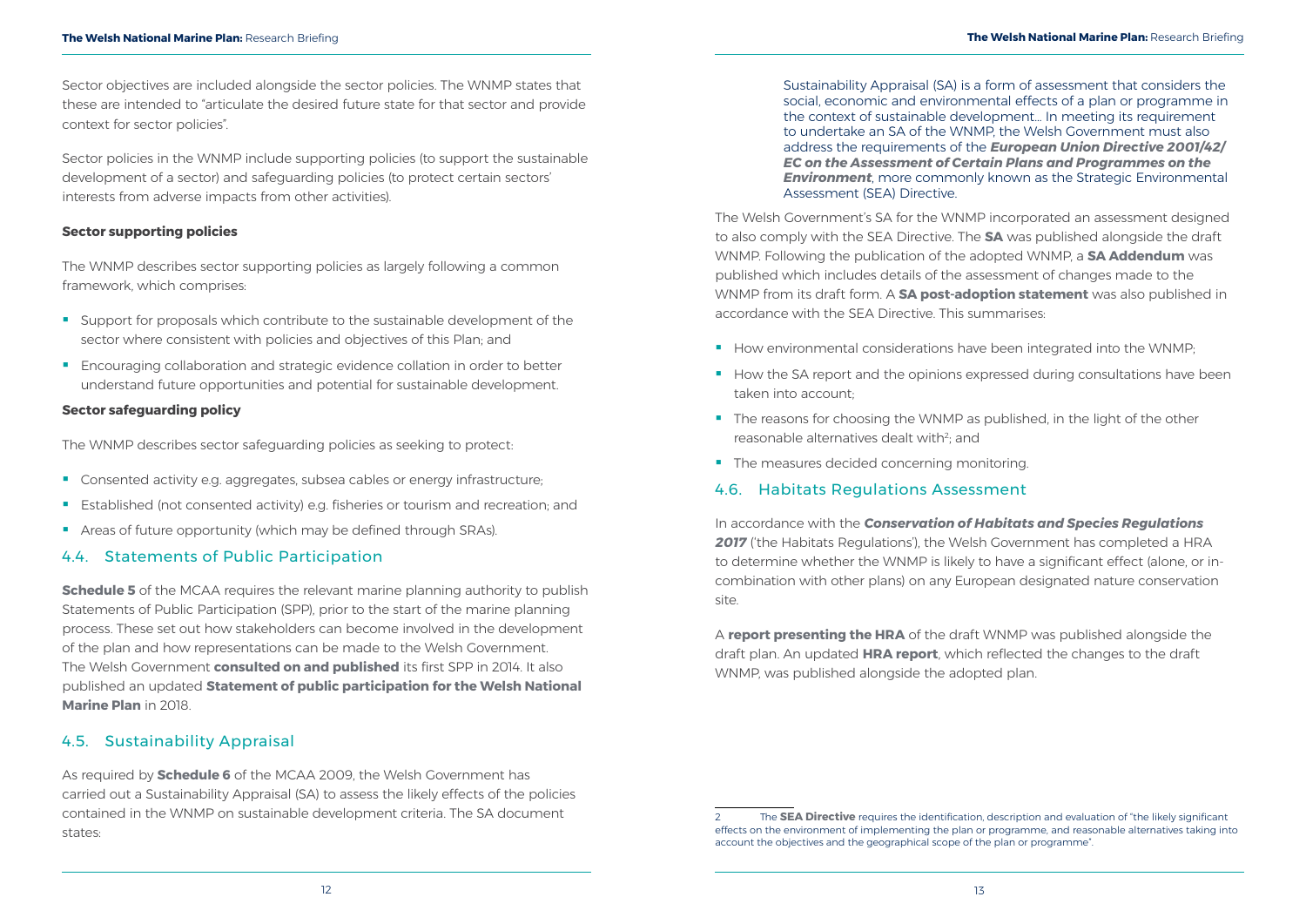Sector objectives are included alongside the sector policies. The WNMP states that these are intended to "articulate the desired future state for that sector and provide context for sector policies".

Sector policies in the WNMP include supporting policies (to support the sustainable development of a sector) and safeguarding policies (to protect certain sectors' interests from adverse impacts from other activities).

**Sector supporting policies**

The WNMP describes sector supporting policies as largely following a common framework, which comprises:

- Support for proposals which contribute to the sustainable development of the sector where consistent with policies and objectives of this Plan; and
- Encouraging collaboration and strategic evidence collation in order to better understand future opportunities and potential for sustainable development.

**Sector safeguarding policy**

The WNMP describes sector safeguarding policies as seeking to protect:

- Consented activity e.g. aggregates, subsea cables or energy infrastructure;
- Established (not consented activity) e.g. fisheries or tourism and recreation; and
- Areas of future opportunity (which may be defined through SRAs).

## 4.4. Statements of Public Participation

**Schedule 5** of the MCAA requires the relevant marine planning authority to publish Statements of Public Participation (SPP), prior to the start of the marine planning process. These set out how stakeholders can become involved in the development of the plan and how representations can be made to the Welsh Government. The Welsh Government **consulted on and published** its first SPP in 2014. It also published an updated **Statement of public participation for the Welsh National Marine Plan** in 2018.

## 4.5. Sustainability Appraisal

As required by **Schedule 6** of the MCAA 2009, the Welsh Government has carried out a Sustainability Appraisal (SA) to assess the likely effects of the policies contained in the WNMP on sustainable development criteria. The SA document states:

> Sustainability Appraisal (SA) is a form of assessment that considers the social, economic and environmental effects of a plan or programme in the context of sustainable development… In meeting its requirement to undertake an SA of the WNMP, the Welsh Government must also address the requirements of the ***European Union Directive 2001/42/EC on the Assessment of Certain Plans and Programmes on the Environment***, more commonly known as the Strategic Environmental Assessment (SEA) Directive.

The Welsh Government's SA for the WNMP incorporated an assessment designed to also comply with the SEA Directive. The **SA** was published alongside the draft WNMP. Following the publication of the adopted WNMP, a **SA Addendum** was published which includes details of the assessment of changes made to the WNMP from its draft form. A **SA post-adoption statement** was also published in accordance with the SEA Directive. This summarises:

- How environmental considerations have been integrated into the WNMP;
- How the SA report and the opinions expressed during consultations have been taken into account;
- The reasons for choosing the WNMP as published, in the light of the other reasonable alternatives dealt with[2]; and
- The measures decided concerning monitoring.

## 4.6. Habitats Regulations Assessment

In accordance with the ***Conservation of Habitats and Species Regulations 2017*** ('the Habitats Regulations'), the Welsh Government has completed a HRA to determine whether the WNMP is likely to have a significant effect (alone, or in-combination with other plans) on any European designated nature conservation site.

A **report presenting the HRA** of the draft WNMP was published alongside the draft plan. An updated **HRA report**, which reflected the changes to the draft WNMP, was published alongside the adopted plan.

---

2 The **SEA Directive** requires the identification, description and evaluation of "the likely significant effects on the environment of implementing the plan or programme, and reasonable alternatives taking into account the objectives and the geographical scope of the plan or programme".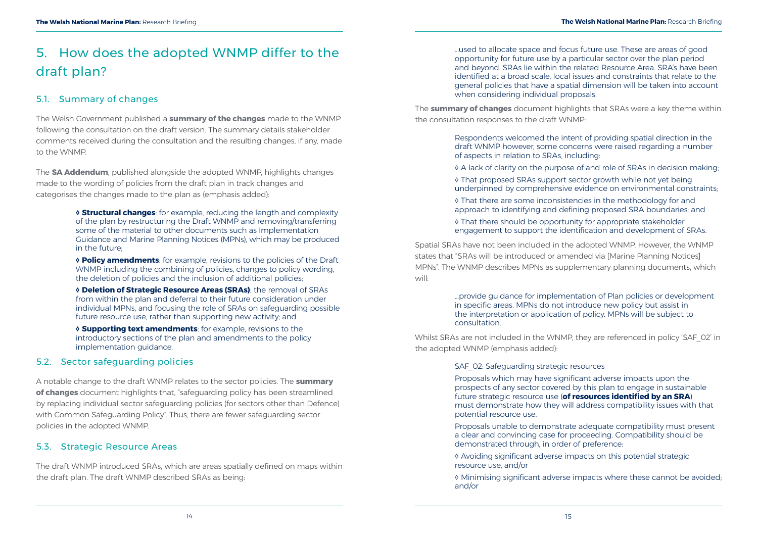# 5. How does the adopted WNMP differ to the draft plan?

## 5.1. Summary of changes

The Welsh Government published a **summary of the changes** made to the WNMP following the consultation on the draft version. The summary details stakeholder comments received during the consultation and the resulting changes, if any, made to the WNMP.

The **SA Addendum**, published alongside the adopted WNMP, highlights changes made to the wording of policies from the draft plan in track changes and categorises the changes made to the plan as (emphasis added):

> ◊ **Structural changes**: for example, reducing the length and complexity of the plan by restructuring the Draft WNMP and removing/transferring some of the material to other documents such as Implementation Guidance and Marine Planning Notices (MPNs), which may be produced in the future;
>
> ◊ **Policy amendments**: for example, revisions to the policies of the Draft WNMP including the combining of policies, changes to policy wording, the deletion of policies and the inclusion of additional policies;
>
> ◊ **Deletion of Strategic Resource Areas (SRAs)**: the removal of SRAs from within the plan and deferral to their future consideration under individual MPNs, and focusing the role of SRAs on safeguarding possible future resource use, rather than supporting new activity; and
>
> ◊ **Supporting text amendments**: for example, revisions to the introductory sections of the plan and amendments to the policy implementation guidance.

## 5.2. Sector safeguarding policies

A notable change to the draft WNMP relates to the sector policies. The **summary of changes** document highlights that, "safeguarding policy has been streamlined by replacing individual sector safeguarding policies (for sectors other than Defence) with Common Safeguarding Policy". Thus, there are fewer safeguarding sector policies in the adopted WNMP.

## 5.3. Strategic Resource Areas

The draft WNMP introduced SRAs, which are areas spatially defined on maps within the draft plan. The draft WNMP described SRAs as being:

> …used to allocate space and focus future use. These are areas of good opportunity for future use by a particular sector over the plan period and beyond. SRAs lie within the related Resource Area. SRA's have been identified at a broad scale, local issues and constraints that relate to the general policies that have a spatial dimension will be taken into account when considering individual proposals.

The **summary of changes** document highlights that SRAs were a key theme within the consultation responses to the draft WNMP:

> Respondents welcomed the intent of providing spatial direction in the draft WNMP however, some concerns were raised regarding a number of aspects in relation to SRAs, including:
>
> ◊ A lack of clarity on the purpose of and role of SRAs in decision making;
>
> ◊ That proposed SRAs support sector growth while not yet being underpinned by comprehensive evidence on environmental constraints;
>
> ◊ That there are some inconsistencies in the methodology for and approach to identifying and defining proposed SRA boundaries; and
>
> ◊ That there should be opportunity for appropriate stakeholder engagement to support the identification and development of SRAs.

Spatial SRAs have not been included in the adopted WNMP. However, the WNMP states that "SRAs will be introduced or amended via [Marine Planning Notices] MPNs". The WNMP describes MPNs as supplementary planning documents, which will:

> …provide guidance for implementation of Plan policies or development in specific areas. MPNs do not introduce new policy but assist in the interpretation or application of policy. MPNs will be subject to consultation.

Whilst SRAs are not included in the WNMP, they are referenced in policy 'SAF_02' in the adopted WNMP (emphasis added):

> SAF_02: Safeguarding strategic resources
>
> Proposals which may have significant adverse impacts upon the prospects of any sector covered by this plan to engage in sustainable future strategic resource use (**of resources identified by an SRA**) must demonstrate how they will address compatibility issues with that potential resource use.
>
> Proposals unable to demonstrate adequate compatibility must present a clear and convincing case for proceeding. Compatibility should be demonstrated through, in order of preference:
>
> ◊ Avoiding significant adverse impacts on this potential strategic resource use, and/or
>
> ◊ Minimising significant adverse impacts where these cannot be avoided; and/or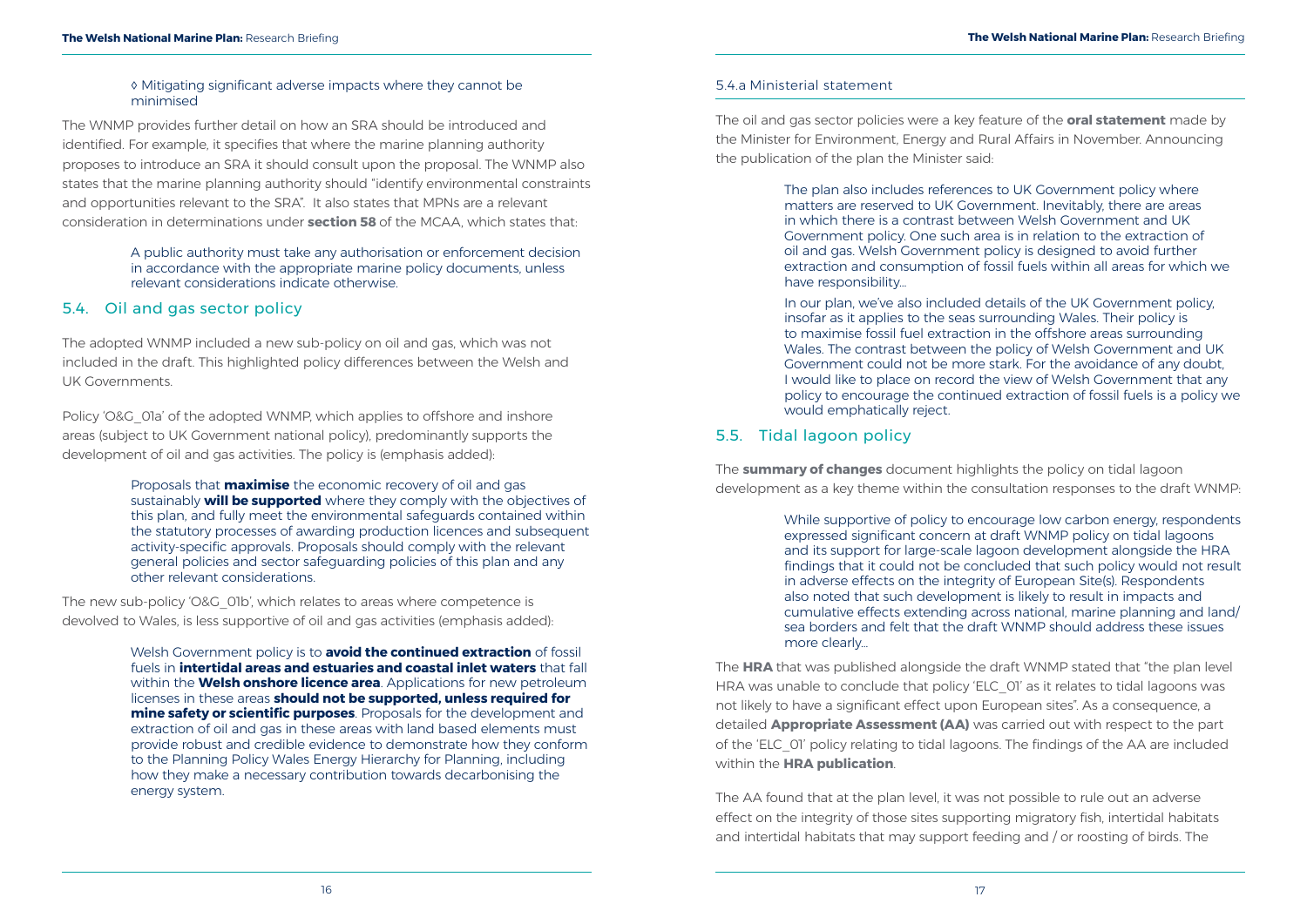◊ Mitigating significant adverse impacts where they cannot be minimised

The WNMP provides further detail on how an SRA should be introduced and identified. For example, it specifies that where the marine planning authority proposes to introduce an SRA it should consult upon the proposal. The WNMP also states that the marine planning authority should "identify environmental constraints and opportunities relevant to the SRA". It also states that MPNs are a relevant consideration in determinations under **section 58** of the MCAA, which states that:

> A public authority must take any authorisation or enforcement decision in accordance with the appropriate marine policy documents, unless relevant considerations indicate otherwise.

## 5.4. Oil and gas sector policy

The adopted WNMP included a new sub-policy on oil and gas, which was not included in the draft. This highlighted policy differences between the Welsh and UK Governments.

Policy 'O&G_01a' of the adopted WNMP, which applies to offshore and inshore areas (subject to UK Government national policy), predominantly supports the development of oil and gas activities. The policy is (emphasis added):

> Proposals that **maximise** the economic recovery of oil and gas sustainably **will be supported** where they comply with the objectives of this plan, and fully meet the environmental safeguards contained within the statutory processes of awarding production licences and subsequent activity-specific approvals. Proposals should comply with the relevant general policies and sector safeguarding policies of this plan and any other relevant considerations.

The new sub-policy 'O&G_01b', which relates to areas where competence is devolved to Wales, is less supportive of oil and gas activities (emphasis added):

> Welsh Government policy is to **avoid the continued extraction** of fossil fuels in **intertidal areas and estuaries and coastal inlet waters** that fall within the **Welsh onshore licence area**. Applications for new petroleum licenses in these areas **should not be supported, unless required for mine safety or scientific purposes**. Proposals for the development and extraction of oil and gas in these areas with land based elements must provide robust and credible evidence to demonstrate how they conform to the Planning Policy Wales Energy Hierarchy for Planning, including how they make a necessary contribution towards decarbonising the energy system.

### 5.4.a Ministerial statement

The oil and gas sector policies were a key feature of the **oral statement** made by the Minister for Environment, Energy and Rural Affairs in November. Announcing the publication of the plan the Minister said:

> The plan also includes references to UK Government policy where matters are reserved to UK Government. Inevitably, there are areas in which there is a contrast between Welsh Government and UK Government policy. One such area is in relation to the extraction of oil and gas. Welsh Government policy is designed to avoid further extraction and consumption of fossil fuels within all areas for which we have responsibility...
>
> In our plan, we've also included details of the UK Government policy, insofar as it applies to the seas surrounding Wales. Their policy is to maximise fossil fuel extraction in the offshore areas surrounding Wales. The contrast between the policy of Welsh Government and UK Government could not be more stark. For the avoidance of any doubt, I would like to place on record the view of Welsh Government that any policy to encourage the continued extraction of fossil fuels is a policy we would emphatically reject.

## 5.5. Tidal lagoon policy

The **summary of changes** document highlights the policy on tidal lagoon development as a key theme within the consultation responses to the draft WNMP:

> While supportive of policy to encourage low carbon energy, respondents expressed significant concern at draft WNMP policy on tidal lagoons and its support for large-scale lagoon development alongside the HRA findings that it could not be concluded that such policy would not result in adverse effects on the integrity of European Site(s). Respondents also noted that such development is likely to result in impacts and cumulative effects extending across national, marine planning and land/sea borders and felt that the draft WNMP should address these issues more clearly...

The **HRA** that was published alongside the draft WNMP stated that "the plan level HRA was unable to conclude that policy 'ELC_01' as it relates to tidal lagoons was not likely to have a significant effect upon European sites". As a consequence, a detailed **Appropriate Assessment (AA)** was carried out with respect to the part of the 'ELC_01' policy relating to tidal lagoons. The findings of the AA are included within the **HRA publication**.

The AA found that at the plan level, it was not possible to rule out an adverse effect on the integrity of those sites supporting migratory fish, intertidal habitats and intertidal habitats that may support feeding and / or roosting of birds. The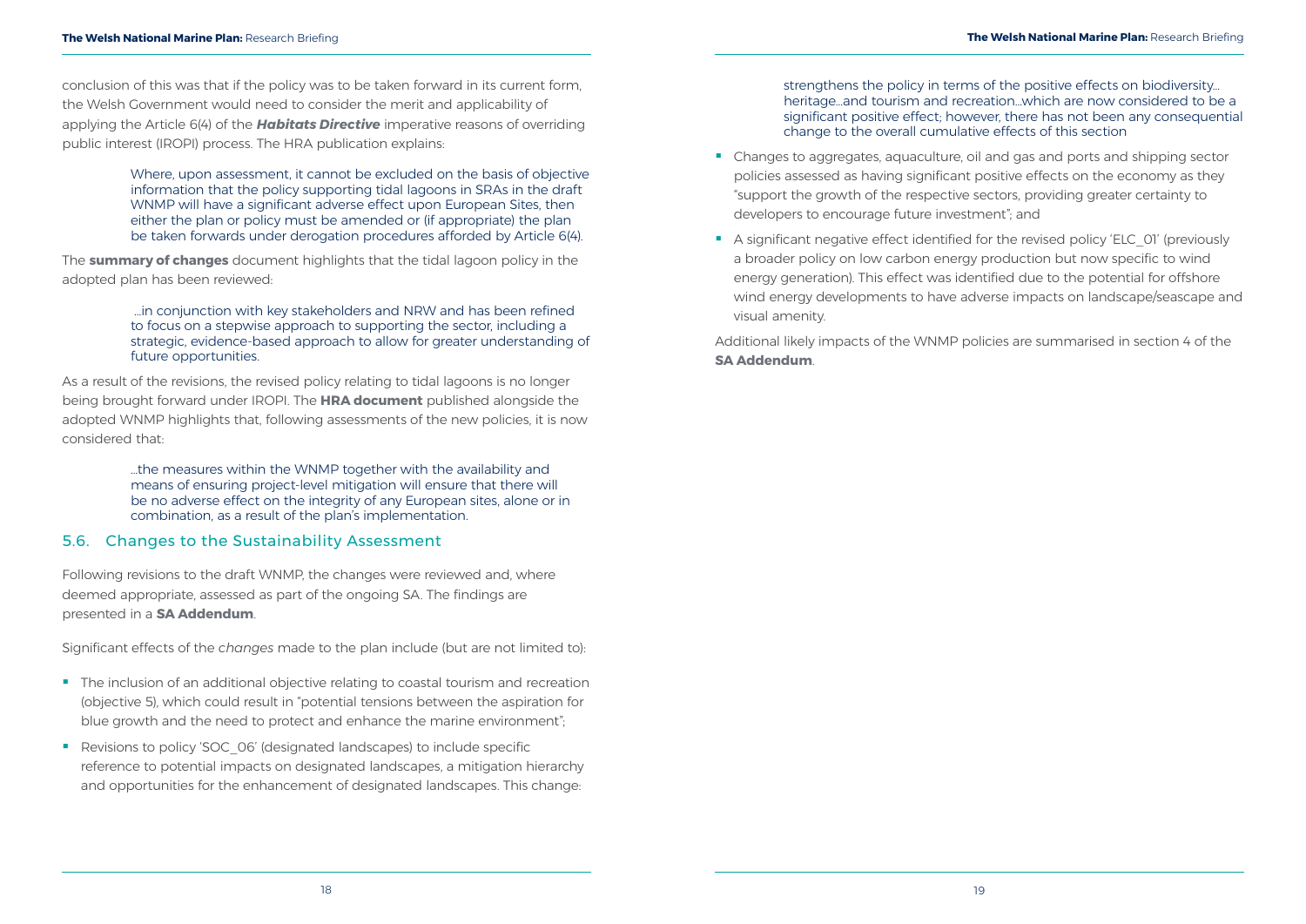conclusion of this was that if the policy was to be taken forward in its current form, the Welsh Government would need to consider the merit and applicability of applying the Article 6(4) of the ***Habitats Directive*** imperative reasons of overriding public interest (IROPI) process. The HRA publication explains:

> Where, upon assessment, it cannot be excluded on the basis of objective information that the policy supporting tidal lagoons in SRAs in the draft WNMP will have a significant adverse effect upon European Sites, then either the plan or policy must be amended or (if appropriate) the plan be taken forwards under derogation procedures afforded by Article 6(4).

The **summary of changes** document highlights that the tidal lagoon policy in the adopted plan has been reviewed:

> …in conjunction with key stakeholders and NRW and has been refined to focus on a stepwise approach to supporting the sector, including a strategic, evidence-based approach to allow for greater understanding of future opportunities.

As a result of the revisions, the revised policy relating to tidal lagoons is no longer being brought forward under IROPI. The **HRA document** published alongside the adopted WNMP highlights that, following assessments of the new policies, it is now considered that:

> …the measures within the WNMP together with the availability and means of ensuring project-level mitigation will ensure that there will be no adverse effect on the integrity of any European sites, alone or in combination, as a result of the plan's implementation.

## 5.6. Changes to the Sustainability Assessment

Following revisions to the draft WNMP, the changes were reviewed and, where deemed appropriate, assessed as part of the ongoing SA. The findings are presented in a **SA Addendum**.

Significant effects of the *changes* made to the plan include (but are not limited to):

- The inclusion of an additional objective relating to coastal tourism and recreation (objective 5), which could result in "potential tensions between the aspiration for blue growth and the need to protect and enhance the marine environment";
- Revisions to policy 'SOC_06' (designated landscapes) to include specific reference to potential impacts on designated landscapes, a mitigation hierarchy and opportunities for the enhancement of designated landscapes. This change:

  > strengthens the policy in terms of the positive effects on biodiversity… heritage…and tourism and recreation…which are now considered to be a significant positive effect; however, there has not been any consequential change to the overall cumulative effects of this section

- Changes to aggregates, aquaculture, oil and gas and ports and shipping sector policies assessed as having significant positive effects on the economy as they "support the growth of the respective sectors, providing greater certainty to developers to encourage future investment"; and
- A significant negative effect identified for the revised policy 'ELC_01' (previously a broader policy on low carbon energy production but now specific to wind energy generation). This effect was identified due to the potential for offshore wind energy developments to have adverse impacts on landscape/seascape and visual amenity.

Additional likely impacts of the WNMP policies are summarised in section 4 of the **SA Addendum**.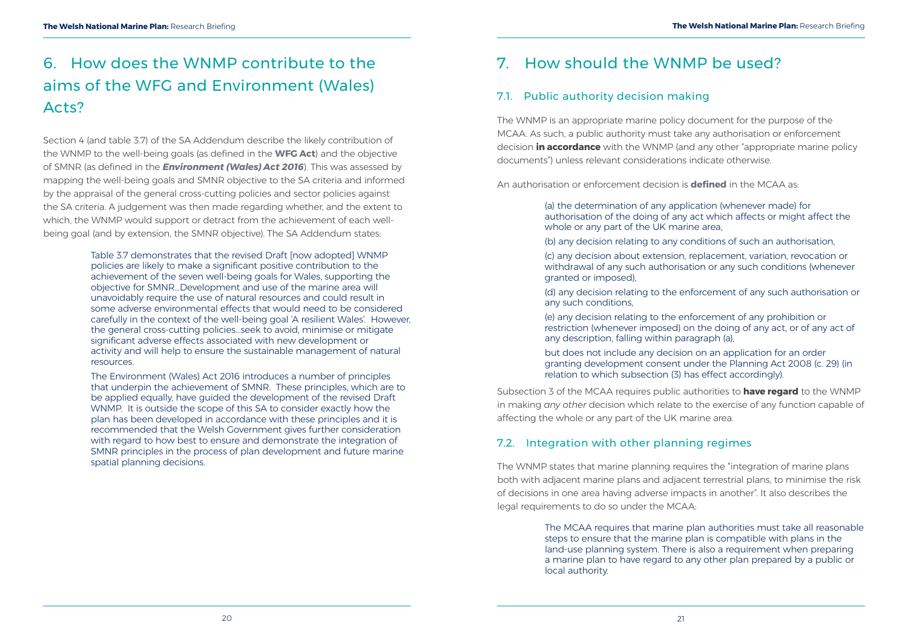## 6. How does the WNMP contribute to the aims of the WFG and Environment (Wales) Acts?

Section 4 (and table 3.7) of the SA Addendum describe the likely contribution of the WNMP to the well-being goals (as defined in the **WFG Act**) and the objective of SMNR (as defined in the ***Environment (Wales) Act 2016***). This was assessed by mapping the well-being goals and SMNR objective to the SA criteria and informed by the appraisal of the general cross-cutting policies and sector policies against the SA criteria. A judgement was then made regarding whether, and the extent to which, the WNMP would support or detract from the achievement of each well-being goal (and by extension, the SMNR objective). The SA Addendum states:

> Table 3.7 demonstrates that the revised Draft [now adopted] WNMP policies are likely to make a significant positive contribution to the achievement of the seven well-being goals for Wales, supporting the objective for SMNR...Development and use of the marine area will unavoidably require the use of natural resources and could result in some adverse environmental effects that would need to be considered carefully in the context of the well-being goal 'A resilient Wales'. However, the general cross-cutting policies...seek to avoid, minimise or mitigate significant adverse effects associated with new development or activity and will help to ensure the sustainable management of natural resources.
>
> The Environment (Wales) Act 2016 introduces a number of principles that underpin the achievement of SMNR. These principles, which are to be applied equally, have guided the development of the revised Draft WNMP. It is outside the scope of this SA to consider exactly how the plan has been developed in accordance with these principles and it is recommended that the Welsh Government gives further consideration with regard to how best to ensure and demonstrate the integration of SMNR principles in the process of plan development and future marine spatial planning decisions.

## 7. How should the WNMP be used?

### 7.1. Public authority decision making

The WNMP is an appropriate marine policy document for the purpose of the MCAA. As such, a public authority must take any authorisation or enforcement decision **in accordance** with the WNMP (and any other "appropriate marine policy documents") unless relevant considerations indicate otherwise.

An authorisation or enforcement decision is **defined** in the MCAA as:

> (a) the determination of any application (whenever made) for authorisation of the doing of any act which affects or might affect the whole or any part of the UK marine area,
>
> (b) any decision relating to any conditions of such an authorisation,
>
> (c) any decision about extension, replacement, variation, revocation or withdrawal of any such authorisation or any such conditions (whenever granted or imposed),
>
> (d) any decision relating to the enforcement of any such authorisation or any such conditions,
>
> (e) any decision relating to the enforcement of any prohibition or restriction (whenever imposed) on the doing of any act, or of any act of any description, falling within paragraph (a),
>
> but does not include any decision on an application for an order granting development consent under the Planning Act 2008 (c. 29) (in relation to which subsection (3) has effect accordingly).

Subsection 3 of the MCAA requires public authorities to **have regard** to the WNMP in making *any other* decision which relate to the exercise of any function capable of affecting the whole or any part of the UK marine area.

### 7.2. Integration with other planning regimes

The WNMP states that marine planning requires the "integration of marine plans both with adjacent marine plans and adjacent terrestrial plans, to minimise the risk of decisions in one area having adverse impacts in another". It also describes the legal requirements to do so under the MCAA:

> The MCAA requires that marine plan authorities must take all reasonable steps to ensure that the marine plan is compatible with plans in the land-use planning system. There is also a requirement when preparing a marine plan to have regard to any other plan prepared by a public or local authority.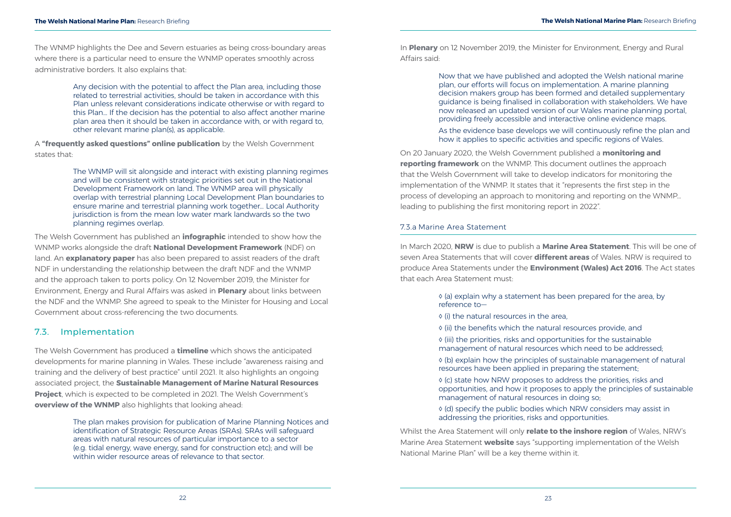The WNMP highlights the Dee and Severn estuaries as being cross-boundary areas where there is a particular need to ensure the WNMP operates smoothly across administrative borders. It also explains that:

> Any decision with the potential to affect the Plan area, including those related to terrestrial activities, should be taken in accordance with this Plan unless relevant considerations indicate otherwise or with regard to this Plan… If the decision has the potential to also affect another marine plan area then it should be taken in accordance with, or with regard to, other relevant marine plan(s), as applicable.

A **"frequently asked questions" online publication** by the Welsh Government states that:

> The WNMP will sit alongside and interact with existing planning regimes and will be consistent with strategic priorities set out in the National Development Framework on land. The WNMP area will physically overlap with terrestrial planning Local Development Plan boundaries to ensure marine and terrestrial planning work together… Local Authority jurisdiction is from the mean low water mark landwards so the two planning regimes overlap.

The Welsh Government has published an **infographic** intended to show how the WNMP works alongside the draft **National Development Framework** (NDF) on land. An **explanatory paper** has also been prepared to assist readers of the draft NDF in understanding the relationship between the draft NDF and the WNMP and the approach taken to ports policy. On 12 November 2019, the Minister for Environment, Energy and Rural Affairs was asked in **Plenary** about links between the NDF and the WNMP. She agreed to speak to the Minister for Housing and Local Government about cross-referencing the two documents.

## 7.3. Implementation

The Welsh Government has produced a **timeline** which shows the anticipated developments for marine planning in Wales. These include "awareness raising and training and the delivery of best practice" until 2021. It also highlights an ongoing associated project, the **Sustainable Management of Marine Natural Resources Project**, which is expected to be completed in 2021. The Welsh Government's **overview of the WNMP** also highlights that looking ahead:

> The plan makes provision for publication of Marine Planning Notices and identification of Strategic Resource Areas (SRAs). SRAs will safeguard areas with natural resources of particular importance to a sector (e.g. tidal energy, wave energy, sand for construction etc); and will be within wider resource areas of relevance to that sector.

In **Plenary** on 12 November 2019, the Minister for Environment, Energy and Rural Affairs said:

> Now that we have published and adopted the Welsh national marine plan, our efforts will focus on implementation. A marine planning decision makers group has been formed and detailed supplementary guidance is being finalised in collaboration with stakeholders. We have now released an updated version of our Wales marine planning portal, providing freely accessible and interactive online evidence maps.
>
> As the evidence base develops we will continuously refine the plan and how it applies to specific activities and specific regions of Wales.

On 20 January 2020, the Welsh Government published a **monitoring and reporting framework** on the WNMP. This document outlines the approach that the Welsh Government will take to develop indicators for monitoring the implementation of the WNMP. It states that it "represents the first step in the process of developing an approach to monitoring and reporting on the WNMP… leading to publishing the first monitoring report in 2022".

### 7.3.a Marine Area Statement

In March 2020, **NRW** is due to publish a **Marine Area Statement**. This will be one of seven Area Statements that will cover **different areas** of Wales. NRW is required to produce Area Statements under the **Environment (Wales) Act 2016**. The Act states that each Area Statement must:

> ◊ (a) explain why a statement has been prepared for the area, by reference to—
>
> ◊ (i) the natural resources in the area,
>
> ◊ (ii) the benefits which the natural resources provide, and
>
> ◊ (iii) the priorities, risks and opportunities for the sustainable management of natural resources which need to be addressed;
>
> ◊ (b) explain how the principles of sustainable management of natural resources have been applied in preparing the statement;
>
> ◊ (c) state how NRW proposes to address the priorities, risks and opportunities, and how it proposes to apply the principles of sustainable management of natural resources in doing so;
>
> ◊ (d) specify the public bodies which NRW considers may assist in addressing the priorities, risks and opportunities.

Whilst the Area Statement will only **relate to the inshore region** of Wales, NRW's Marine Area Statement **website** says "supporting implementation of the Welsh National Marine Plan" will be a key theme within it.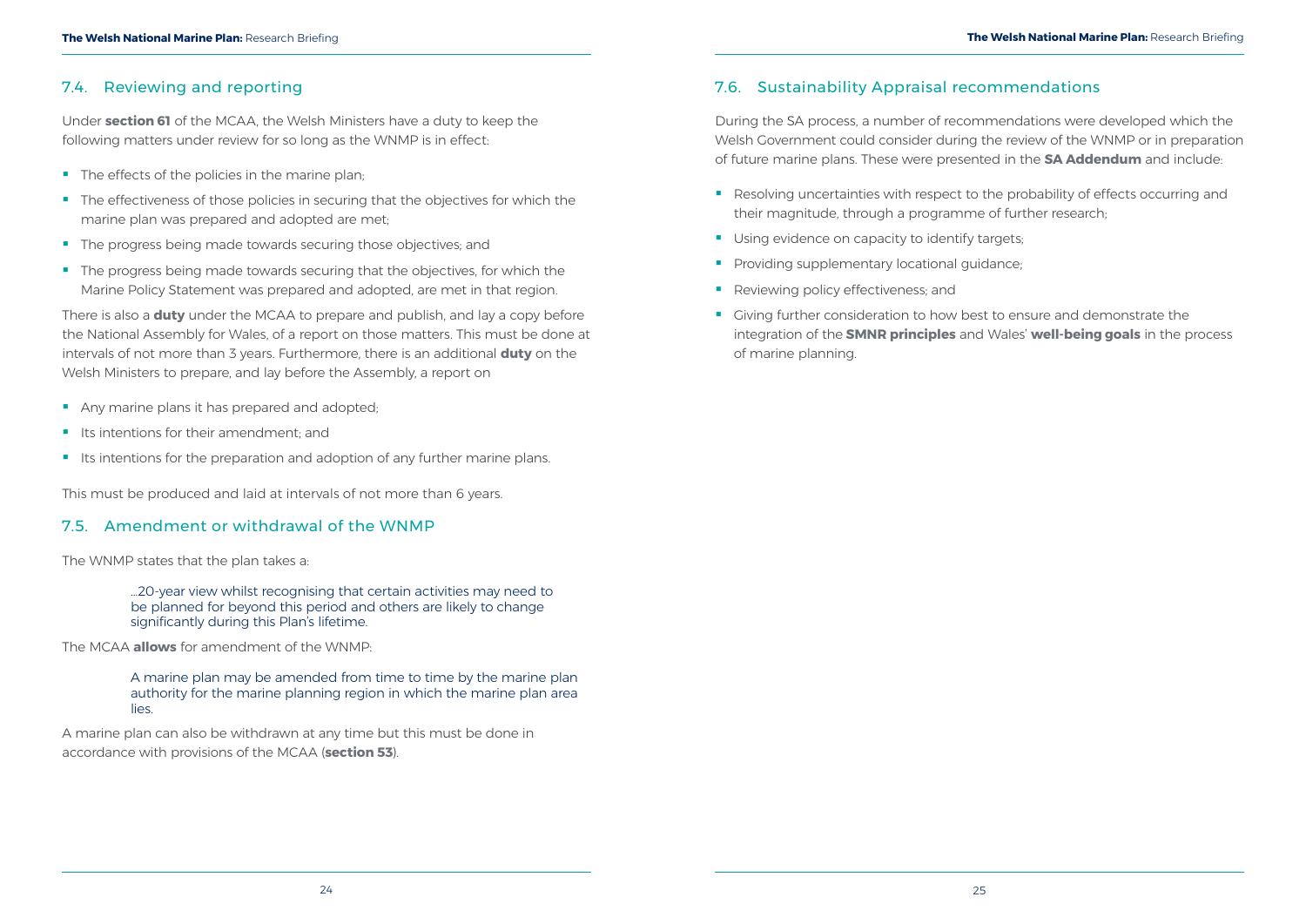## 7.4. Reviewing and reporting

Under **section 61** of the MCAA, the Welsh Ministers have a duty to keep the following matters under review for so long as the WNMP is in effect:

- The effects of the policies in the marine plan;
- The effectiveness of those policies in securing that the objectives for which the marine plan was prepared and adopted are met;
- The progress being made towards securing those objectives; and
- The progress being made towards securing that the objectives, for which the Marine Policy Statement was prepared and adopted, are met in that region.

There is also a **duty** under the MCAA to prepare and publish, and lay a copy before the National Assembly for Wales, of a report on those matters. This must be done at intervals of not more than 3 years. Furthermore, there is an additional **duty** on the Welsh Ministers to prepare, and lay before the Assembly, a report on

- Any marine plans it has prepared and adopted;
- Its intentions for their amendment; and
- Its intentions for the preparation and adoption of any further marine plans.

This must be produced and laid at intervals of not more than 6 years.

## 7.5. Amendment or withdrawal of the WNMP

The WNMP states that the plan takes a:

> ...20-year view whilst recognising that certain activities may need to be planned for beyond this period and others are likely to change significantly during this Plan's lifetime.

The MCAA **allows** for amendment of the WNMP:

> A marine plan may be amended from time to time by the marine plan authority for the marine planning region in which the marine plan area lies.

A marine plan can also be withdrawn at any time but this must be done in accordance with provisions of the MCAA (**section 53**).

## 7.6. Sustainability Appraisal recommendations

During the SA process, a number of recommendations were developed which the Welsh Government could consider during the review of the WNMP or in preparation of future marine plans. These were presented in the **SA Addendum** and include:

- Resolving uncertainties with respect to the probability of effects occurring and their magnitude, through a programme of further research;
- Using evidence on capacity to identify targets;
- Providing supplementary locational guidance;
- Reviewing policy effectiveness; and
- Giving further consideration to how best to ensure and demonstrate the integration of the **SMNR principles** and Wales' **well-being goals** in the process of marine planning.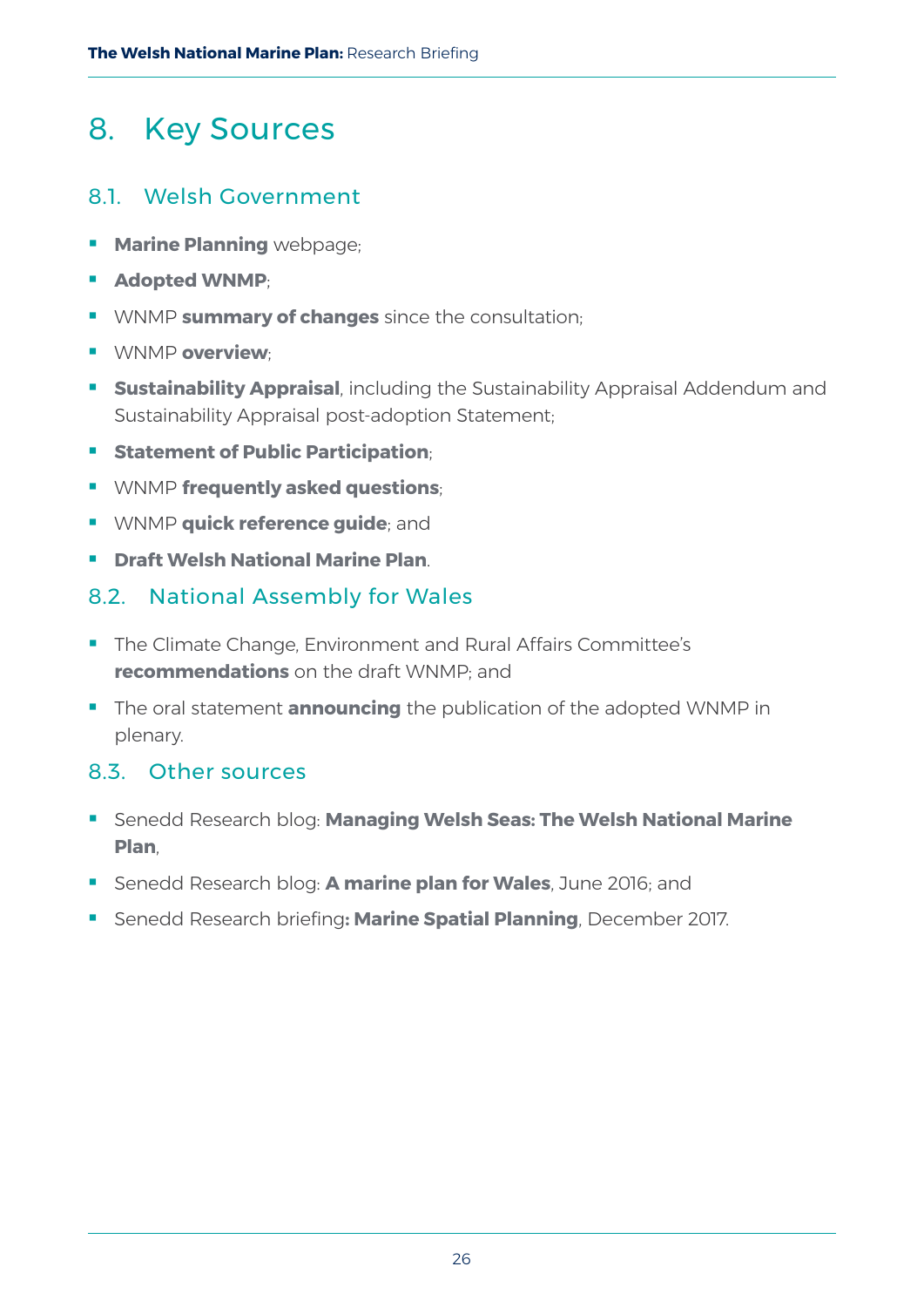# 8. Key Sources

## 8.1. Welsh Government

- **Marine Planning** webpage;
- **Adopted WNMP**;
- WNMP **summary of changes** since the consultation;
- WNMP **overview**;
- **Sustainability Appraisal**, including the Sustainability Appraisal Addendum and Sustainability Appraisal post-adoption Statement;
- **Statement of Public Participation**;
- WNMP **frequently asked questions**;
- WNMP **quick reference guide**; and
- **Draft Welsh National Marine Plan**.

## 8.2. National Assembly for Wales

- The Climate Change, Environment and Rural Affairs Committee's **recommendations** on the draft WNMP; and
- The oral statement **announcing** the publication of the adopted WNMP in plenary.

## 8.3. Other sources

- Senedd Research blog: **Managing Welsh Seas: The Welsh National Marine Plan**,
- Senedd Research blog: **A marine plan for Wales**, June 2016; and
- Senedd Research briefing**: Marine Spatial Planning**, December 2017.